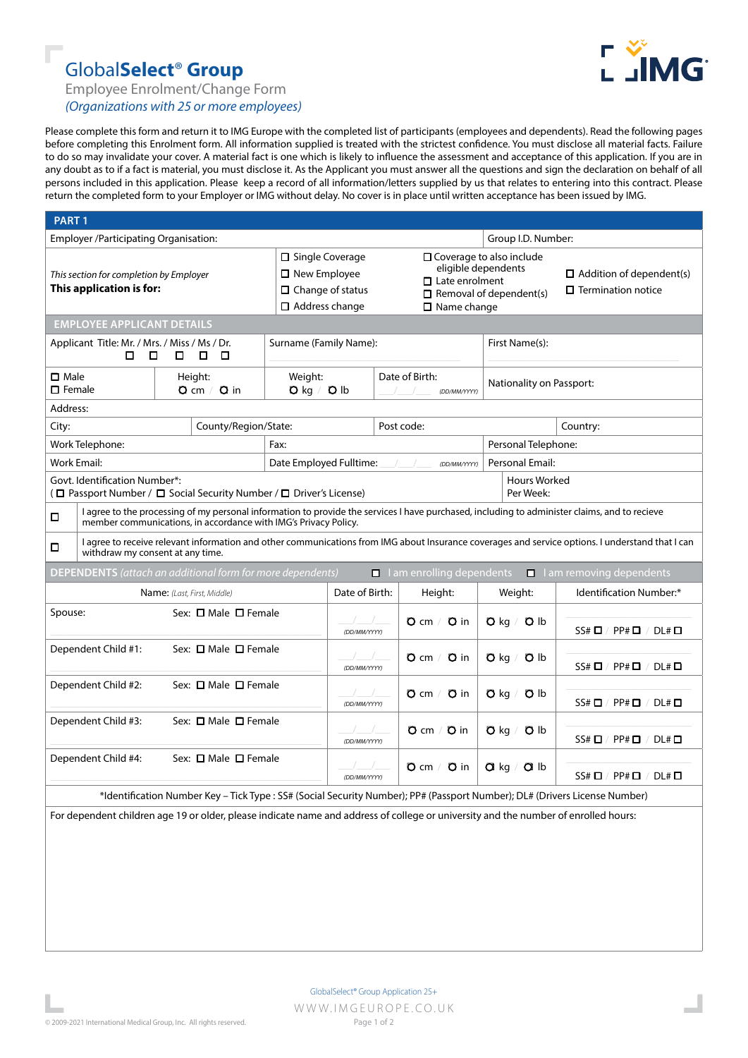# GlobalSelect® Group

Employee Enrolment/Change Form

*(Organizations with 25 or more employees)*

Please complete this form and return it to IMG Europe with the completed list of participants (employees and dependents). Read the following pages before completing this Enrolment form. All information supplied is treated with the strictest confidence. You must disclose all material facts. Failure to do so may invalidate your cover. A material fact is one which is likely to influence the assessment and acceptance of this application. If you are in any doubt as to if a fact is material, you must disclose it. As the Applicant you must answer all the questions and sign the declaration on behalf of all persons included in this application. Please keep a record of all information/letters supplied by us that relates to entering into this contract. Please return the completed form to your Employer or IMG without delay. No cover is in place until written acceptance has been issued by IMG.

## PART 1

| Employer /Participating Organisation: | Group I.D. Number: |
|---|---|

*This section for completion by Employer*
**This application is for:**

- ☐ Single Coverage
- ☐ New Employee
- ☐ Change of status
- ☐ Address change
- ☐ Coverage to also include eligible dependents
- ☐ Late enrolment
- ☐ Removal of dependent(s)
- ☐ Name change
- ☐ Addition of dependent(s)
- ☐ Termination notice

## EMPLOYEE APPLICANT DETAILS

| Applicant Title: Mr. / Mrs. / Miss / Ms / Dr. ☐ ☐ ☐ ☐ ☐ | | Surname (Family Name): | | First Name(s): | |
|---|---|---|---|---|---|
| ☐ Male ☐ Female | Height: ○ cm / ○ in | Weight: ○ kg / ○ lb | Date of Birth: __/__/__ (DD/MM/YYYY) | Nationality on Passport: | |
| Address: | | | | | |
| City: | County/Region/State: | | Post code: | | Country: |
| Work Telephone: | | Fax: | | Personal Telephone: | |
| Work Email: | | Date Employed Fulltime: __/__/__ (DD/MM/YYYY) | | Personal Email: | |
| Govt. Identification Number*: ( ☐ Passport Number / ☐ Social Security Number / ☐ Driver's License) | | | | Hours Worked Per Week: | |

☐ I agree to the processing of my personal information to provide the services I have purchased, including to administer claims, and to recieve member communications, in accordance with IMG's Privacy Policy.

☐ I agree to receive relevant information and other communications from IMG about Insurance coverages and service options. I understand that I can withdraw my consent at any time.

## DEPENDENTS *(attach an additional form for more dependents)*

☐ I am enrolling dependents ☐ I am removing dependents

| Name: *(Last, First, Middle)* | Sex | Date of Birth: | Height: | Weight: | Identification Number:* |
|---|---|---|---|---|---|
| Spouse: | ☐ Male ☐ Female | __/__/__ (DD/MM/YYYY) | ○ cm / ○ in | ○ kg / ○ lb | SS# ☐ / PP# ☐ / DL# ☐ |
| Dependent Child #1: | ☐ Male ☐ Female | __/__/__ (DD/MM/YYYY) | ○ cm / ○ in | ○ kg / ○ lb | SS# ☐ / PP# ☐ / DL# ☐ |
| Dependent Child #2: | ☐ Male ☐ Female | __/__/__ (DD/MM/YYYY) | ○ cm / ○ in | ○ kg / ○ lb | SS# ☐ / PP# ☐ / DL# ☐ |
| Dependent Child #3: | ☐ Male ☐ Female | __/__/__ (DD/MM/YYYY) | ○ cm / ○ in | ○ kg / ○ lb | SS# ☐ / PP# ☐ / DL# ☐ |
| Dependent Child #4: | ☐ Male ☐ Female | __/__/__ (DD/MM/YYYY) | ○ cm / ○ in | ○ kg / ○ lb | SS# ☐ / PP# ☐ / DL# ☐ |

*Identification Number Key – Tick Type : SS# (Social Security Number); PP# (Passport Number); DL# (Drivers License Number)

For dependent children age 19 or older, please indicate name and address of college or university and the number of enrolled hours:

GlobalSelect® Group Application 25+

WWW.IMGEUROPE.CO.UK

© 2009-2021 International Medical Group, Inc. All rights reserved.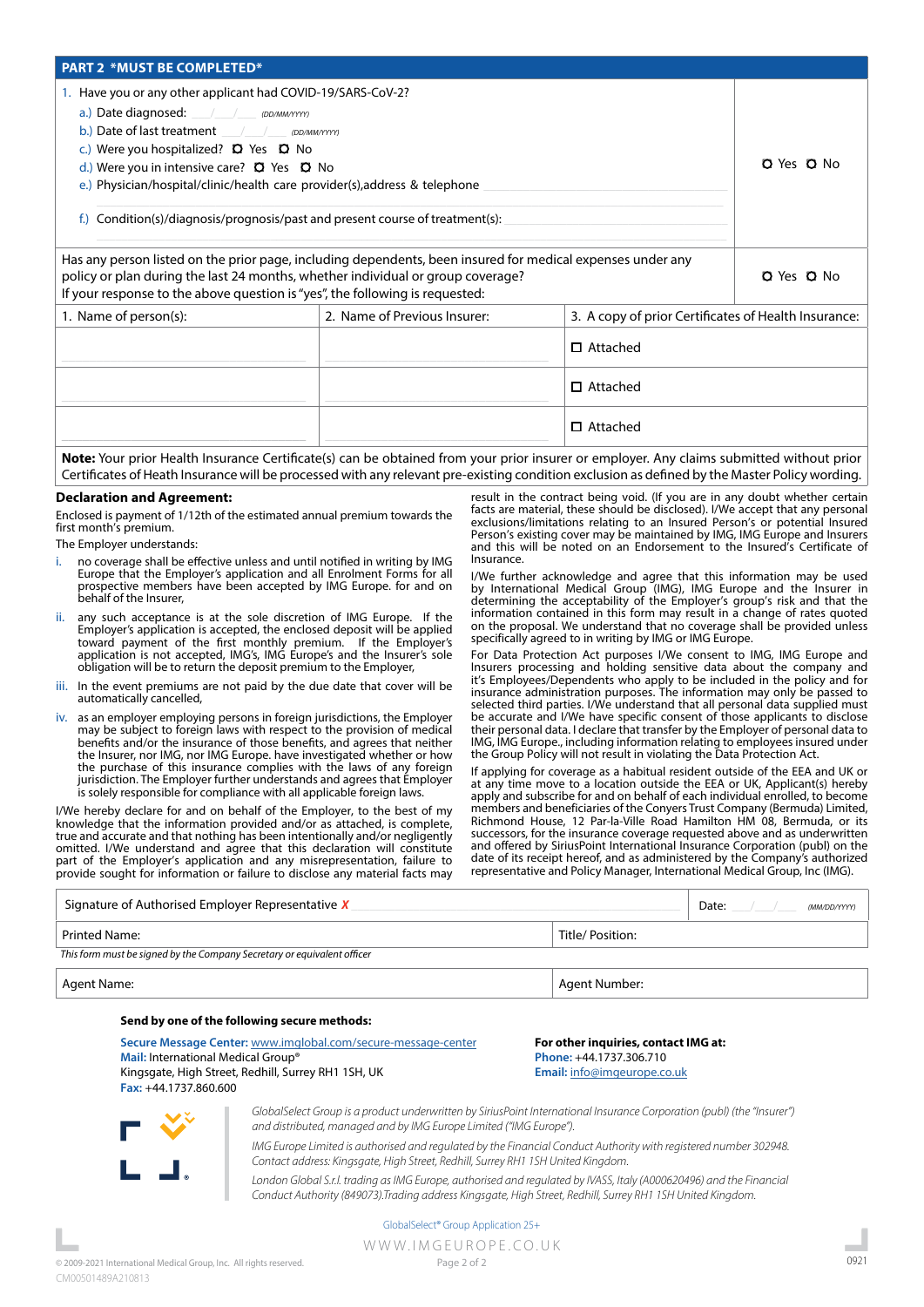## PART 2 *MUST BE COMPLETED*

| | |
|---|---|
| 1. Have you or any other applicant had COVID-19/SARS-CoV-2?<br>a.) Date diagnosed: ___/___/___ (DD/MM/YYYY)<br>b.) Date of last treatment ___/___/___ (DD/MM/YYYY)<br>c.) Were you hospitalized? ○ Yes ○ No<br>d.) Were you in intensive care? ○ Yes ○ No<br>e.) Physician/hospital/clinic/health care provider(s),address & telephone<br>f.) Condition(s)/diagnosis/prognosis/past and present course of treatment(s): | ○ Yes ○ No |
| Has any person listed on the prior page, including dependents, been insured for medical expenses under any policy or plan during the last 24 months, whether individual or group coverage?<br>If your response to the above question is "yes", the following is requested: | ○ Yes ○ No |

| 1. Name of person(s): | 2. Name of Previous Insurer: | 3. A copy of prior Certificates of Health Insurance: |
|---|---|---|
| | | ☐ Attached |
| | | ☐ Attached |
| | | ☐ Attached |

**Note:** Your prior Health Insurance Certificate(s) can be obtained from your prior insurer or employer. Any claims submitted without prior Certificates of Heath Insurance will be processed with any relevant pre-existing condition exclusion as defined by the Master Policy wording.

### Declaration and Agreement:

Enclosed is payment of 1/12th of the estimated annual premium towards the first month's premium.

The Employer understands:

i. no coverage shall be effective unless and until notified in writing by IMG Europe that the Employer's application and all Enrolment Forms for all prospective members have been accepted by IMG Europe. for and on behalf of the Insurer,

ii. any such acceptance is at the sole discretion of IMG Europe. If the Employer's application is accepted, the enclosed deposit will be applied toward payment of the first monthly premium. If the Employer's application is not accepted, IMG's, IMG Europe's and the Insurer's sole obligation will be to return the deposit premium to the Employer,

iii. In the event premiums are not paid by the due date that cover will be automatically cancelled,

iv. as an employer employing persons in foreign jurisdictions, the Employer may be subject to foreign laws with respect to the provision of medical benefits and/or the insurance of those benefits, and agrees that neither the Insurer, nor IMG, nor IMG Europe. have investigated whether or how the purchase of this insurance complies with the laws of any foreign jurisdiction. The Employer further understands and agrees that Employer is solely responsible for compliance with all applicable foreign laws.

I/We hereby declare for and on behalf of the Employer, to the best of my knowledge that the information provided and/or as attached, is complete, true and accurate and that nothing has been intentionally and/or negligently omitted. I/We understand and agree that this declaration will constitute part of the Employer's application and any misrepresentation, failure to provide sought for information or failure to disclose any material facts may result in the contract being void. (If you are in any doubt whether certain facts are material, these should be disclosed). I/We accept that any personal exclusions/limitations relating to an Insured Person's or potential Insured Person's existing cover may be maintained by IMG, IMG Europe and Insurers and this will be noted on an Endorsement to the Insured's Certificate of Insurance.

I/We further acknowledge and agree that this information may be used by International Medical Group (IMG), IMG Europe and the Insurer in determining the acceptability of the Employer's group's risk and that the information contained in this form may result in a change of rates quoted on the proposal. We understand that no coverage shall be provided unless specifically agreed to in writing by IMG or IMG Europe.

For Data Protection Act purposes I/We consent to IMG, IMG Europe and Insurers processing and holding sensitive data about the company and it's Employees/Dependents who apply to be included in the policy and for insurance administration purposes. The information may only be passed to selected third parties. I/We understand that all personal data supplied must be accurate and I/We have specific consent of those applicants to disclose their personal data. I declare that transfer by the Employer of personal data to IMG, IMG Europe., including information relating to employees insured under the Group Policy will not result in violating the Data Protection Act.

If applying for coverage as a habitual resident outside of the EEA and UK or at any time move to a location outside the EEA or UK, Applicant(s) hereby apply and subscribe for and on behalf of each individual enrolled, to become members and beneficiaries of the Conyers Trust Company (Bermuda) Limited, Richmond House, 12 Par-la-Ville Road Hamilton HM 08, Bermuda, or its successors, for the insurance coverage requested above and as underwritten and offered by SiriusPoint International Insurance Corporation (publ) on the date of its receipt hereof, and as administered by the Company's authorized representative and Policy Manager, International Medical Group, Inc (IMG).

| | | |
|---|---|---|
| Signature of Authorised Employer Representative **X** | | Date: ___/___/___ (MM/DD/YYYY) |
| Printed Name: | Title/ Position: | |

*This form must be signed by the Company Secretary or equivalent officer*

| | |
|---|---|
| Agent Name: | Agent Number: |

**Send by one of the following secure methods:**

**Secure Message Center:** www.imglobal.com/secure-message-center
**Mail:** International Medical Group®
Kingsgate, High Street, Redhill, Surrey RH1 1SH, UK
**Fax:** +44.1737.860.600

**For other inquiries, contact IMG at:**
**Phone:** +44.1737.306.710
**Email:** info@imgeurope.co.uk

*GlobalSelect Group is a product underwritten by SiriusPoint International Insurance Corporation (publ) (the "Insurer") and distributed, managed and by IMG Europe Limited ("IMG Europe").*

*IMG Europe Limited is authorised and regulated by the Financial Conduct Authority with registered number 302948. Contact address: Kingsgate, High Street, Redhill, Surrey RH1 1SH United Kingdom.*

*London Global S.r.l. trading as IMG Europe, authorised and regulated by IVASS, Italy (A000620496) and the Financial Conduct Authority (849073).Trading address Kingsgate, High Street, Redhill, Surrey RH1 1SH United Kingdom.*

GlobalSelect® Group Application 25+

WWW.IMGEUROPE.CO.UK

© 2009-2021 International Medical Group, Inc. All rights reserved.
CM00501489A210813

0921